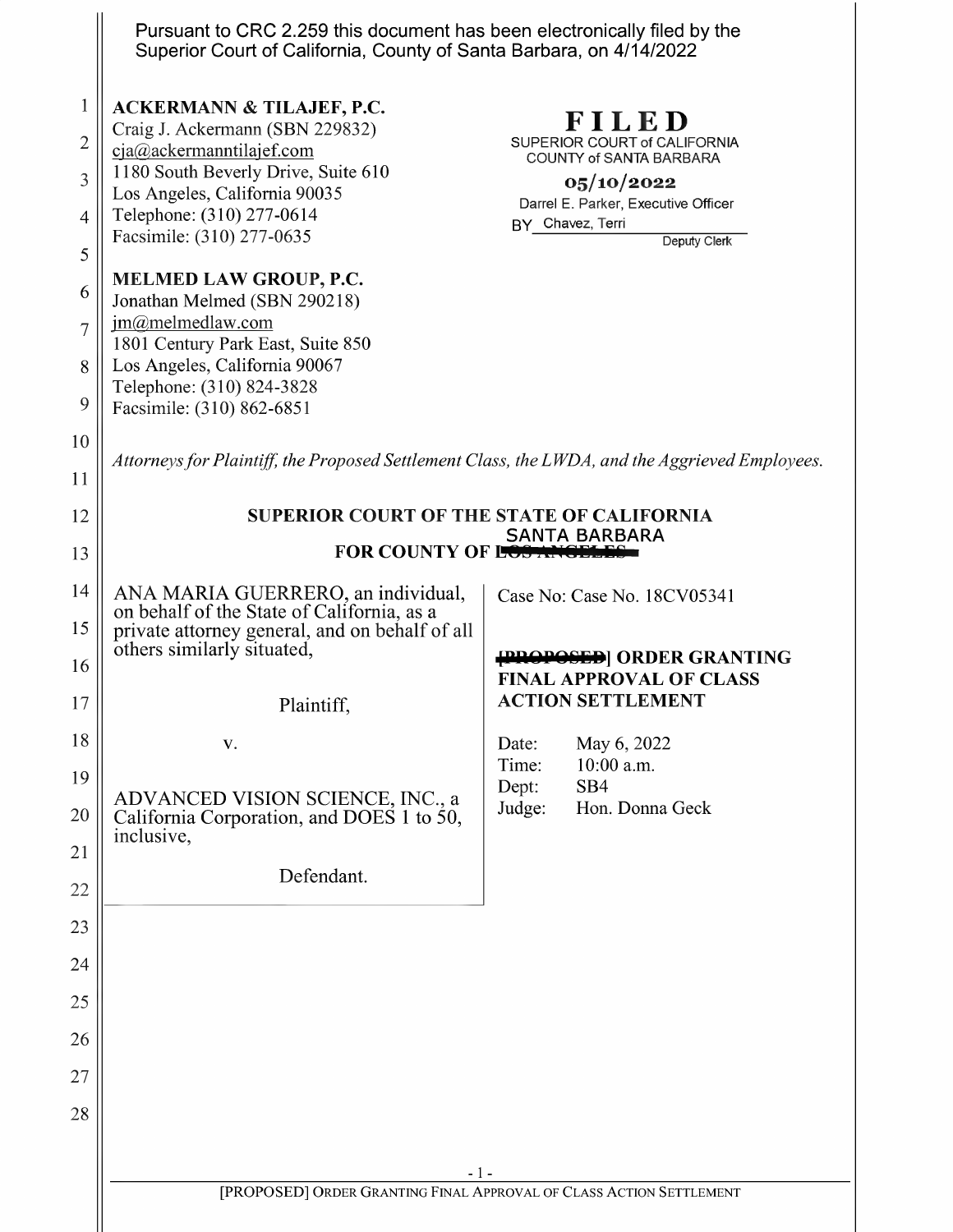Pursuant to CRC 2.259 this document has been electronically filed by the Superior Court of California, County of Santa Barbara, on 4/14/2022

**ACKERMANN & TILAJEF, P.C.**
Craig J. Ackermann (SBN 229832)
cja@ackermanntilajef.com
1180 South Beverly Drive, Suite 610
Los Angeles, California 90035
Telephone: (310) 277-0614
Facsimile: (310) 277-0635

**FILED**
SUPERIOR COURT of CALIFORNIA
COUNTY of SANTA BARBARA
05/10/2022
Darrel E. Parker, Executive Officer
BY Chavez, Terri
Deputy Clerk

**MELMED LAW GROUP, P.C.**
Jonathan Melmed (SBN 290218)
jm@melmedlaw.com
1801 Century Park East, Suite 850
Los Angeles, California 90067
Telephone: (310) 824-3828
Facsimile: (310) 862-6851

*Attorneys for Plaintiff, the Proposed Settlement Class, the LWDA, and the Aggrieved Employees.*

**SUPERIOR COURT OF THE STATE OF CALIFORNIA**
**FOR COUNTY OF ~~LOS ANGELES~~ SANTA BARBARA**

| | |
|---|---|
| ANA MARIA GUERRERO, an individual, on behalf of the State of California, as a private attorney general, and on behalf of all others similarly situated,<br><br>Plaintiff,<br><br>v.<br><br>ADVANCED VISION SCIENCE, INC., a California Corporation, and DOES 1 to 50, inclusive,<br><br>Defendant. | Case No: Case No. 18CV05341<br><br>**~~[PROPOSED]~~ ORDER GRANTING FINAL APPROVAL OF CLASS ACTION SETTLEMENT**<br><br>Date: May 6, 2022<br>Time: 10:00 a.m.<br>Dept: SB4<br>Judge: Hon. Donna Geck |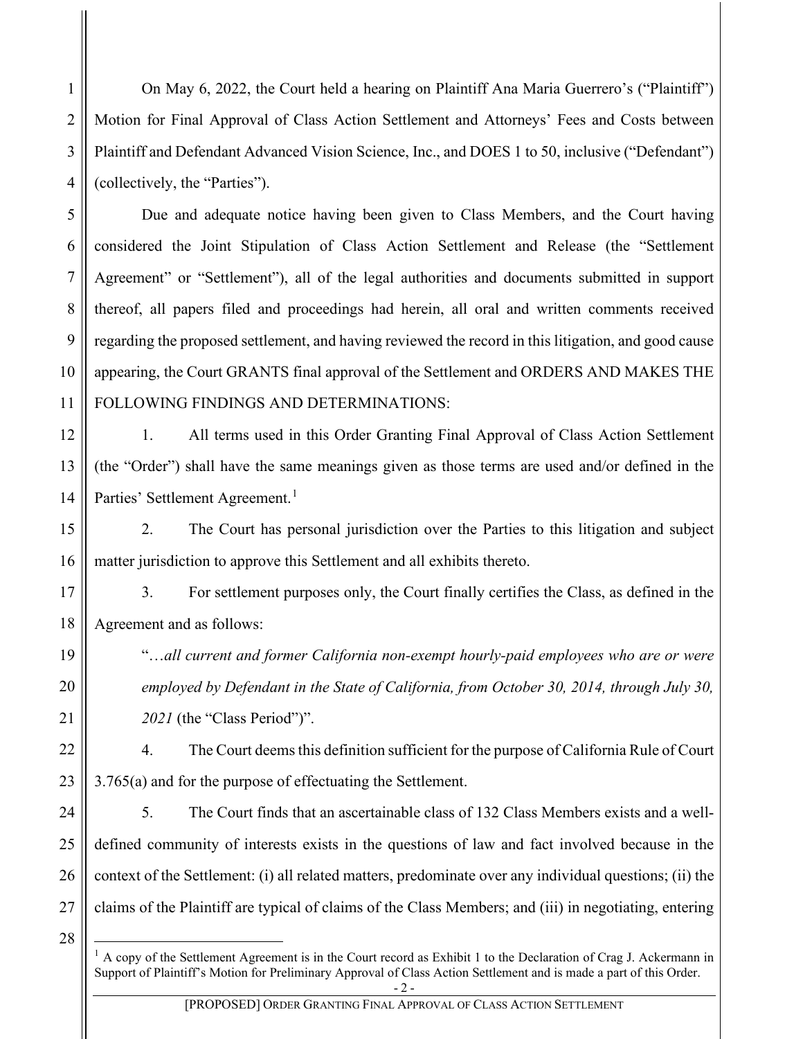On May 6, 2022, the Court held a hearing on Plaintiff Ana Maria Guerrero's ("Plaintiff") Motion for Final Approval of Class Action Settlement and Attorneys' Fees and Costs between Plaintiff and Defendant Advanced Vision Science, Inc., and DOES 1 to 50, inclusive ("Defendant") (collectively, the "Parties").

Due and adequate notice having been given to Class Members, and the Court having considered the Joint Stipulation of Class Action Settlement and Release (the "Settlement Agreement" or "Settlement"), all of the legal authorities and documents submitted in support thereof, all papers filed and proceedings had herein, all oral and written comments received regarding the proposed settlement, and having reviewed the record in this litigation, and good cause appearing, the Court GRANTS final approval of the Settlement and ORDERS AND MAKES THE FOLLOWING FINDINGS AND DETERMINATIONS:

1. All terms used in this Order Granting Final Approval of Class Action Settlement (the "Order") shall have the same meanings given as those terms are used and/or defined in the Parties' Settlement Agreement.[1]

2. The Court has personal jurisdiction over the Parties to this litigation and subject matter jurisdiction to approve this Settlement and all exhibits thereto.

3. For settlement purposes only, the Court finally certifies the Class, as defined in the Agreement and as follows:

> "…*all current and former California non-exempt hourly-paid employees who are or were employed by Defendant in the State of California, from October 30, 2014, through July 30, 2021* (the "Class Period")".

4. The Court deems this definition sufficient for the purpose of California Rule of Court 3.765(a) and for the purpose of effectuating the Settlement.

5. The Court finds that an ascertainable class of 132 Class Members exists and a well-defined community of interests exists in the questions of law and fact involved because in the context of the Settlement: (i) all related matters, predominate over any individual questions; (ii) the claims of the Plaintiff are typical of claims of the Class Members; and (iii) in negotiating, entering

[1] A copy of the Settlement Agreement is in the Court record as Exhibit 1 to the Declaration of Crag J. Ackermann in Support of Plaintiff's Motion for Preliminary Approval of Class Action Settlement and is made a part of this Order.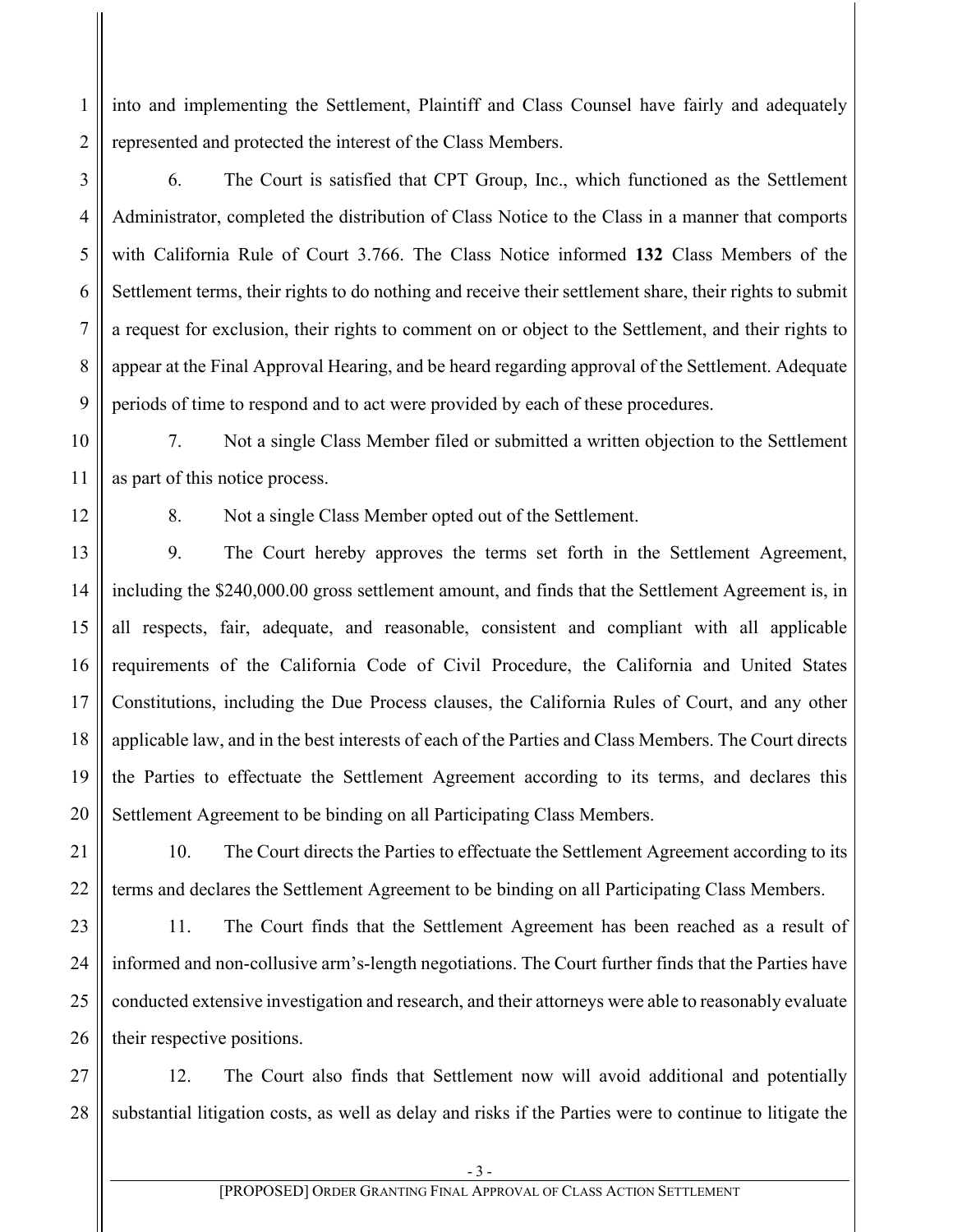into and implementing the Settlement, Plaintiff and Class Counsel have fairly and adequately represented and protected the interest of the Class Members.

6. The Court is satisfied that CPT Group, Inc., which functioned as the Settlement Administrator, completed the distribution of Class Notice to the Class in a manner that comports with California Rule of Court 3.766. The Class Notice informed **132** Class Members of the Settlement terms, their rights to do nothing and receive their settlement share, their rights to submit a request for exclusion, their rights to comment on or object to the Settlement, and their rights to appear at the Final Approval Hearing, and be heard regarding approval of the Settlement. Adequate periods of time to respond and to act were provided by each of these procedures.

7. Not a single Class Member filed or submitted a written objection to the Settlement as part of this notice process.

8. Not a single Class Member opted out of the Settlement.

9. The Court hereby approves the terms set forth in the Settlement Agreement, including the $240,000.00 gross settlement amount, and finds that the Settlement Agreement is, in all respects, fair, adequate, and reasonable, consistent and compliant with all applicable requirements of the California Code of Civil Procedure, the California and United States Constitutions, including the Due Process clauses, the California Rules of Court, and any other applicable law, and in the best interests of each of the Parties and Class Members. The Court directs the Parties to effectuate the Settlement Agreement according to its terms, and declares this Settlement Agreement to be binding on all Participating Class Members.

10. The Court directs the Parties to effectuate the Settlement Agreement according to its terms and declares the Settlement Agreement to be binding on all Participating Class Members.

11. The Court finds that the Settlement Agreement has been reached as a result of informed and non-collusive arm's-length negotiations. The Court further finds that the Parties have conducted extensive investigation and research, and their attorneys were able to reasonably evaluate their respective positions.

12. The Court also finds that Settlement now will avoid additional and potentially substantial litigation costs, as well as delay and risks if the Parties were to continue to litigate the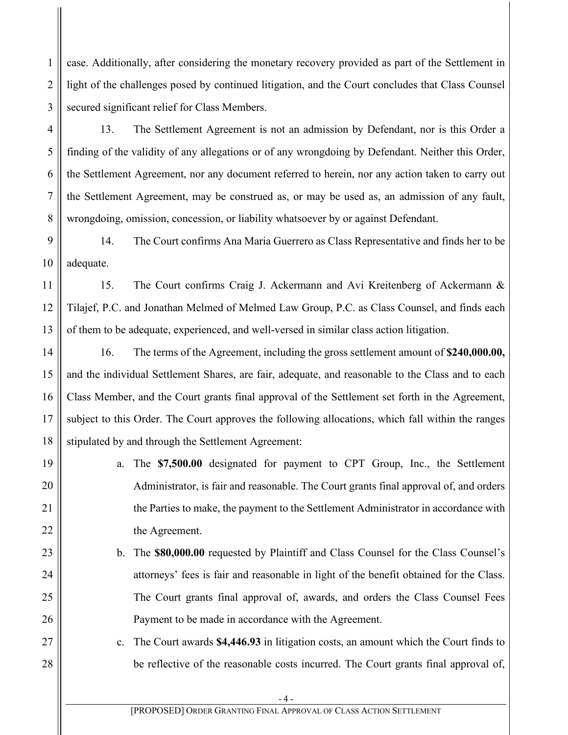case. Additionally, after considering the monetary recovery provided as part of the Settlement in light of the challenges posed by continued litigation, and the Court concludes that Class Counsel secured significant relief for Class Members.

13. The Settlement Agreement is not an admission by Defendant, nor is this Order a finding of the validity of any allegations or of any wrongdoing by Defendant. Neither this Order, the Settlement Agreement, nor any document referred to herein, nor any action taken to carry out the Settlement Agreement, may be construed as, or may be used as, an admission of any fault, wrongdoing, omission, concession, or liability whatsoever by or against Defendant.

14. The Court confirms Ana Maria Guerrero as Class Representative and finds her to be adequate.

15. The Court confirms Craig J. Ackermann and Avi Kreitenberg of Ackermann & Tilajef, P.C. and Jonathan Melmed of Melmed Law Group, P.C. as Class Counsel, and finds each of them to be adequate, experienced, and well-versed in similar class action litigation.

16. The terms of the Agreement, including the gross settlement amount of **$240,000.00,** and the individual Settlement Shares, are fair, adequate, and reasonable to the Class and to each Class Member, and the Court grants final approval of the Settlement set forth in the Agreement, subject to this Order. The Court approves the following allocations, which fall within the ranges stipulated by and through the Settlement Agreement:

a. The **$7,500.00** designated for payment to CPT Group, Inc., the Settlement Administrator, is fair and reasonable. The Court grants final approval of, and orders the Parties to make, the payment to the Settlement Administrator in accordance with the Agreement.

b. The **$80,000.00** requested by Plaintiff and Class Counsel for the Class Counsel's attorneys' fees is fair and reasonable in light of the benefit obtained for the Class. The Court grants final approval of, awards, and orders the Class Counsel Fees Payment to be made in accordance with the Agreement.

c. The Court awards **$4,446.93** in litigation costs, an amount which the Court finds to be reflective of the reasonable costs incurred. The Court grants final approval of,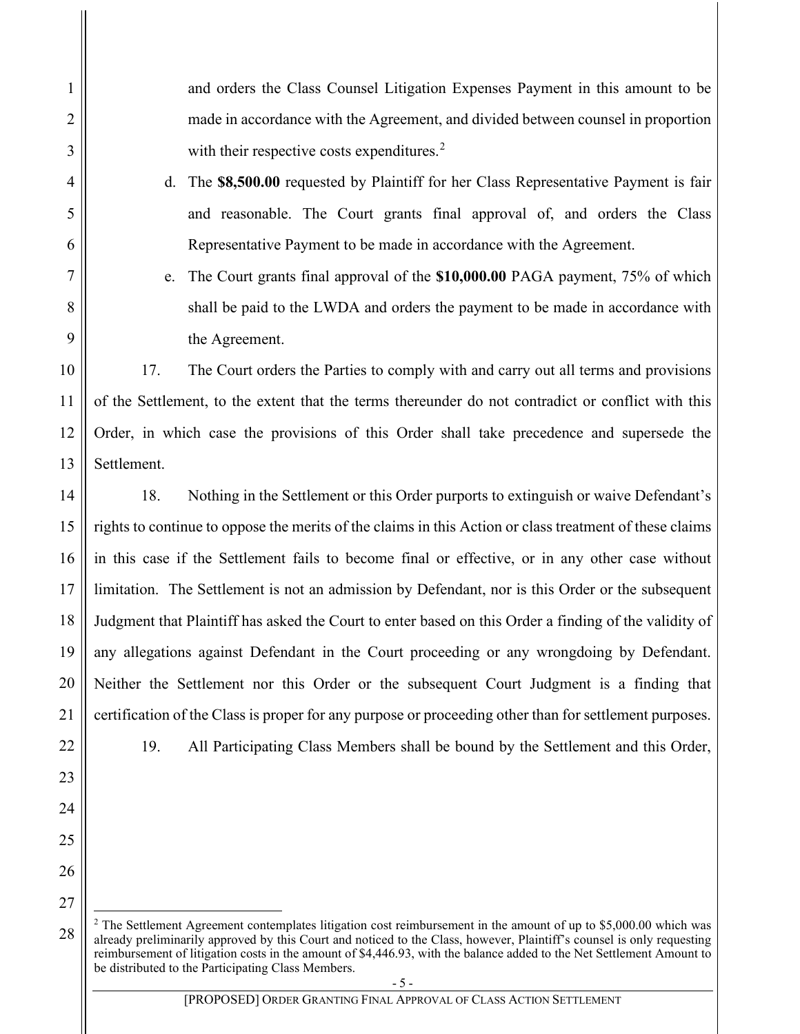and orders the Class Counsel Litigation Expenses Payment in this amount to be made in accordance with the Agreement, and divided between counsel in proportion with their respective costs expenditures.[2]

d. The **$8,500.00** requested by Plaintiff for her Class Representative Payment is fair and reasonable. The Court grants final approval of, and orders the Class Representative Payment to be made in accordance with the Agreement.

e. The Court grants final approval of the **$10,000.00** PAGA payment, 75% of which shall be paid to the LWDA and orders the payment to be made in accordance with the Agreement.

17. The Court orders the Parties to comply with and carry out all terms and provisions of the Settlement, to the extent that the terms thereunder do not contradict or conflict with this Order, in which case the provisions of this Order shall take precedence and supersede the Settlement.

18. Nothing in the Settlement or this Order purports to extinguish or waive Defendant's rights to continue to oppose the merits of the claims in this Action or class treatment of these claims in this case if the Settlement fails to become final or effective, or in any other case without limitation. The Settlement is not an admission by Defendant, nor is this Order or the subsequent Judgment that Plaintiff has asked the Court to enter based on this Order a finding of the validity of any allegations against Defendant in the Court proceeding or any wrongdoing by Defendant. Neither the Settlement nor this Order or the subsequent Court Judgment is a finding that certification of the Class is proper for any purpose or proceeding other than for settlement purposes.

19. All Participating Class Members shall be bound by the Settlement and this Order,

---

[2] The Settlement Agreement contemplates litigation cost reimbursement in the amount of up to $5,000.00 which was already preliminarily approved by this Court and noticed to the Class, however, Plaintiff's counsel is only requesting reimbursement of litigation costs in the amount of $4,446.93, with the balance added to the Net Settlement Amount to be distributed to the Participating Class Members.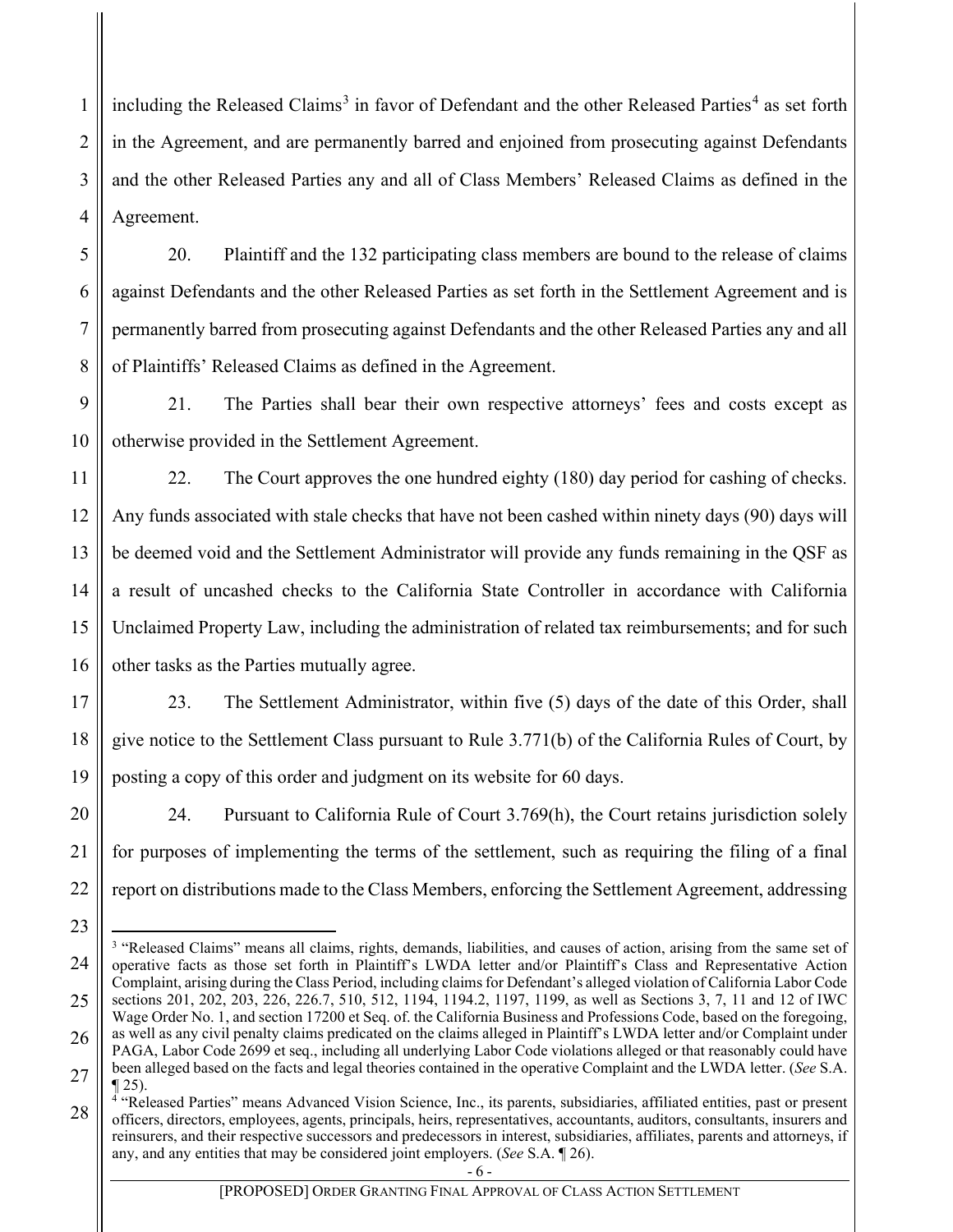including the Released Claims[3] in favor of Defendant and the other Released Parties[4] as set forth in the Agreement, and are permanently barred and enjoined from prosecuting against Defendants and the other Released Parties any and all of Class Members' Released Claims as defined in the Agreement.

20. Plaintiff and the 132 participating class members are bound to the release of claims against Defendants and the other Released Parties as set forth in the Settlement Agreement and is permanently barred from prosecuting against Defendants and the other Released Parties any and all of Plaintiffs' Released Claims as defined in the Agreement.

21. The Parties shall bear their own respective attorneys' fees and costs except as otherwise provided in the Settlement Agreement.

22. The Court approves the one hundred eighty (180) day period for cashing of checks. Any funds associated with stale checks that have not been cashed within ninety days (90) days will be deemed void and the Settlement Administrator will provide any funds remaining in the QSF as a result of uncashed checks to the California State Controller in accordance with California Unclaimed Property Law, including the administration of related tax reimbursements; and for such other tasks as the Parties mutually agree.

23. The Settlement Administrator, within five (5) days of the date of this Order, shall give notice to the Settlement Class pursuant to Rule 3.771(b) of the California Rules of Court, by posting a copy of this order and judgment on its website for 60 days.

24. Pursuant to California Rule of Court 3.769(h), the Court retains jurisdiction solely for purposes of implementing the terms of the settlement, such as requiring the filing of a final report on distributions made to the Class Members, enforcing the Settlement Agreement, addressing

---

[3] "Released Claims" means all claims, rights, demands, liabilities, and causes of action, arising from the same set of operative facts as those set forth in Plaintiff's LWDA letter and/or Plaintiff's Class and Representative Action Complaint, arising during the Class Period, including claims for Defendant's alleged violation of California Labor Code sections 201, 202, 203, 226, 226.7, 510, 512, 1194, 1194.2, 1197, 1199, as well as Sections 3, 7, 11 and 12 of IWC Wage Order No. 1, and section 17200 et Seq. of. the California Business and Professions Code, based on the foregoing, as well as any civil penalty claims predicated on the claims alleged in Plaintiff's LWDA letter and/or Complaint under PAGA, Labor Code 2699 et seq., including all underlying Labor Code violations alleged or that reasonably could have been alleged based on the facts and legal theories contained in the operative Complaint and the LWDA letter. (*See* S.A. ¶ 25).

[4] "Released Parties" means Advanced Vision Science, Inc., its parents, subsidiaries, affiliated entities, past or present officers, directors, employees, agents, principals, heirs, representatives, accountants, auditors, consultants, insurers and reinsurers, and their respective successors and predecessors in interest, subsidiaries, affiliates, parents and attorneys, if any, and any entities that may be considered joint employers. (*See* S.A. ¶ 26).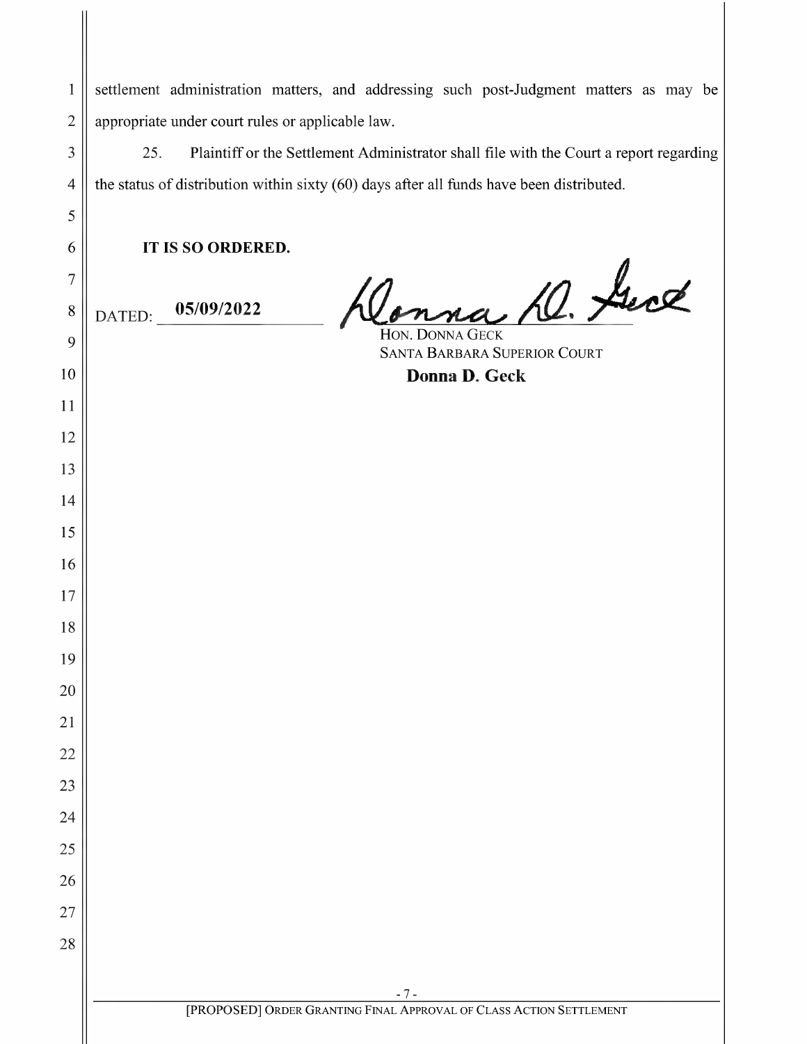settlement administration matters, and addressing such post-Judgment matters as may be appropriate under court rules or applicable law.

25. Plaintiff or the Settlement Administrator shall file with the Court a report regarding the status of distribution within sixty (60) days after all funds have been distributed.

**IT IS SO ORDERED.**

DATED: **05/09/2022**

Donna D. Geck

HON. DONNA GECK
SANTA BARBARA SUPERIOR COURT
**Donna D. Geck**

[PROPOSED] ORDER GRANTING FINAL APPROVAL OF CLASS ACTION SETTLEMENT